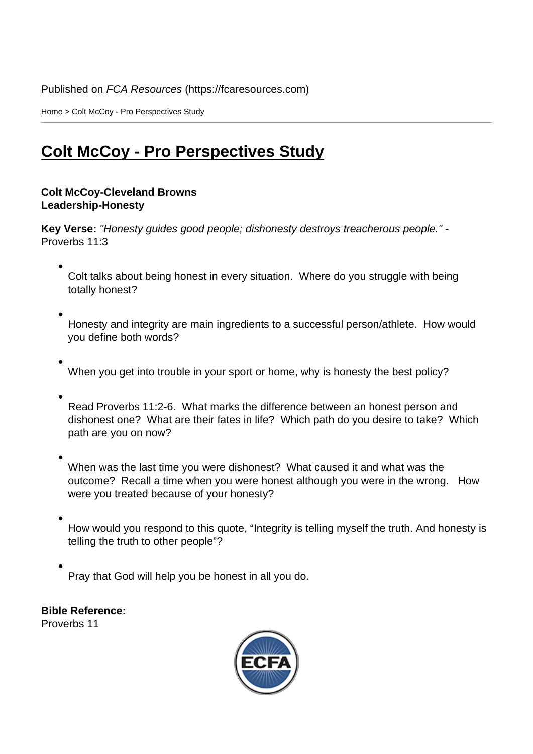Published on *FCA Resources* (https://fcaresources.com)

Home > Colt McCoy - Pro Perspectives Study

# Colt McCoy - Pro Perspectives Study

**Colt McCoy-Cleveland Browns**
**Leadership-Honesty**

**Key Verse:** *"Honesty guides good people; dishonesty destroys treacherous people."* - Proverbs 11:3

- Colt talks about being honest in every situation. Where do you struggle with being totally honest?
- Honesty and integrity are main ingredients to a successful person/athlete. How would you define both words?
- When you get into trouble in your sport or home, why is honesty the best policy?
- Read Proverbs 11:2-6. What marks the difference between an honest person and dishonest one? What are their fates in life? Which path do you desire to take? Which path are you on now?
- When was the last time you were dishonest? What caused it and what was the outcome? Recall a time when you were honest although you were in the wrong. How were you treated because of your honesty?
- How would you respond to this quote, "Integrity is telling myself the truth. And honesty is telling the truth to other people"?
- Pray that God will help you be honest in all you do.

**Bible Reference:**
Proverbs 11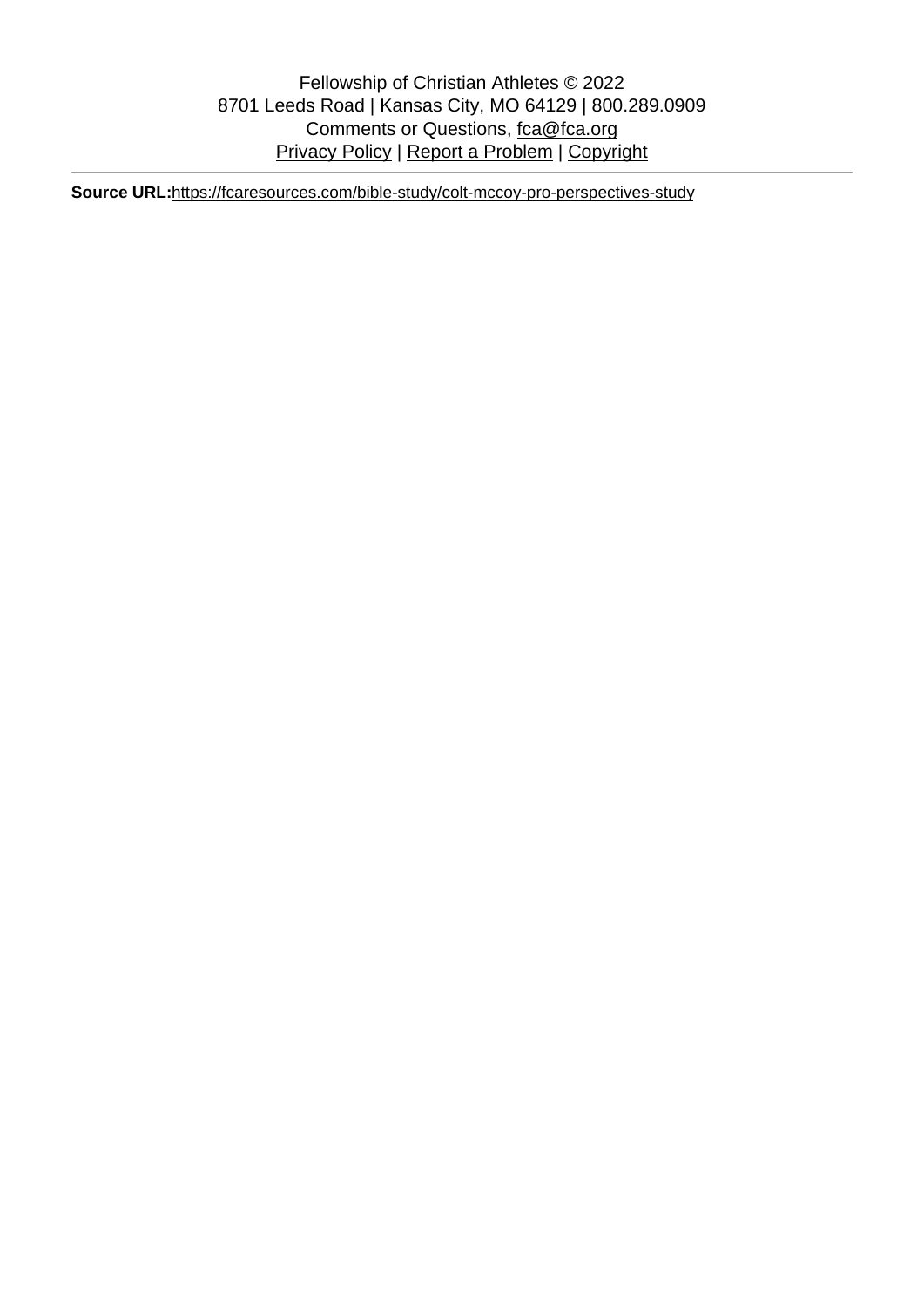Fellowship of Christian Athletes © 2022
8701 Leeds Road | Kansas City, MO 64129 | 800.289.0909
Comments or Questions, fca@fca.org
Privacy Policy | Report a Problem | Copyright

---

**Source URL:**https://fcaresources.com/bible-study/colt-mccoy-pro-perspectives-study